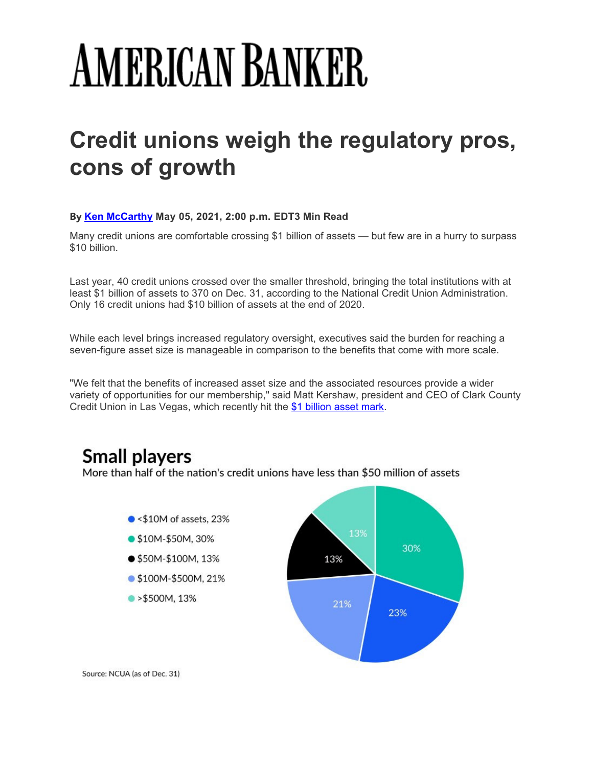# AMERICAN BANKER

# Credit unions weigh the regulatory pros, cons of growth

**By Ken McCarthy May 05, 2021, 2:00 p.m. EDT3 Min Read**

Many credit unions are comfortable crossing $1 billion of assets — but few are in a hurry to surpass $10 billion.

Last year, 40 credit unions crossed over the smaller threshold, bringing the total institutions with at least $1 billion of assets to 370 on Dec. 31, according to the National Credit Union Administration. Only 16 credit unions had $10 billion of assets at the end of 2020.

While each level brings increased regulatory oversight, executives said the burden for reaching a seven-figure asset size is manageable in comparison to the benefits that come with more scale.

"We felt that the benefits of increased asset size and the associated resources provide a wider variety of opportunities for our membership," said Matt Kershaw, president and CEO of Clark County Credit Union in Las Vegas, which recently hit the $1 billion asset mark.

**Small players**

More than half of the nation's credit unions have less than $50 million of assets

<$10M of assets, 23%
$10M-$50M, 30%
$50M-$100M, 13%
$100M-$500M, 21%
>$500M, 13%

30%
23%
21%
13%
13%

Source: NCUA (as of Dec. 31)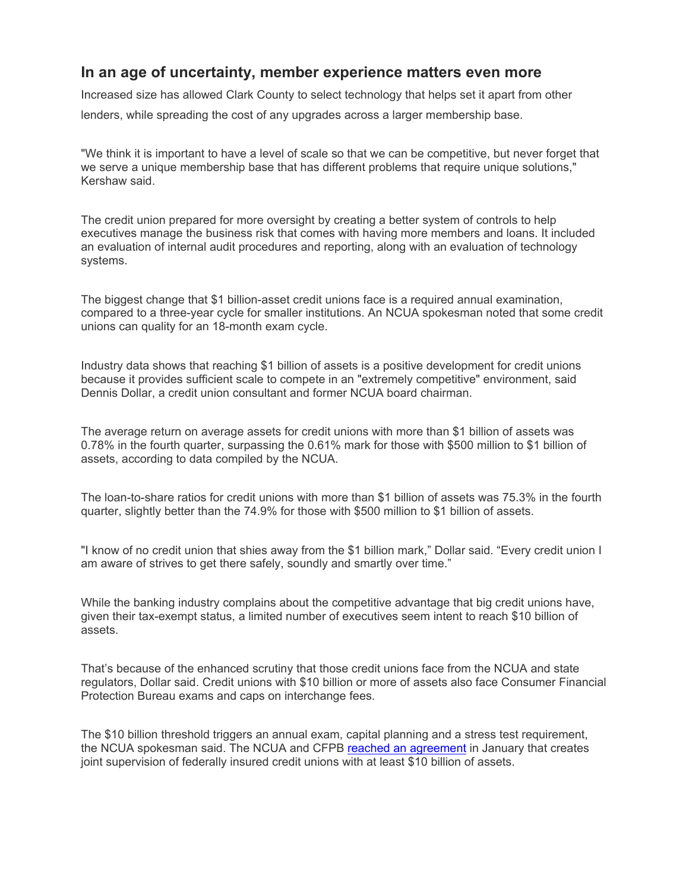## In an age of uncertainty, member experience matters even more

Increased size has allowed Clark County to select technology that helps set it apart from other lenders, while spreading the cost of any upgrades across a larger membership base.

"We think it is important to have a level of scale so that we can be competitive, but never forget that we serve a unique membership base that has different problems that require unique solutions," Kershaw said.

The credit union prepared for more oversight by creating a better system of controls to help executives manage the business risk that comes with having more members and loans. It included an evaluation of internal audit procedures and reporting, along with an evaluation of technology systems.

The biggest change that $1 billion-asset credit unions face is a required annual examination, compared to a three-year cycle for smaller institutions. An NCUA spokesman noted that some credit unions can quality for an 18-month exam cycle.

Industry data shows that reaching $1 billion of assets is a positive development for credit unions because it provides sufficient scale to compete in an "extremely competitive" environment, said Dennis Dollar, a credit union consultant and former NCUA board chairman.

The average return on average assets for credit unions with more than $1 billion of assets was 0.78% in the fourth quarter, surpassing the 0.61% mark for those with $500 million to $1 billion of assets, according to data compiled by the NCUA.

The loan-to-share ratios for credit unions with more than $1 billion of assets was 75.3% in the fourth quarter, slightly better than the 74.9% for those with $500 million to $1 billion of assets.

"I know of no credit union that shies away from the $1 billion mark," Dollar said. "Every credit union I am aware of strives to get there safely, soundly and smartly over time."

While the banking industry complains about the competitive advantage that big credit unions have, given their tax-exempt status, a limited number of executives seem intent to reach $10 billion of assets.

That's because of the enhanced scrutiny that those credit unions face from the NCUA and state regulators, Dollar said. Credit unions with $10 billion or more of assets also face Consumer Financial Protection Bureau exams and caps on interchange fees.

The $10 billion threshold triggers an annual exam, capital planning and a stress test requirement, the NCUA spokesman said. The NCUA and CFPB [reached an agreement] in January that creates joint supervision of federally insured credit unions with at least $10 billion of assets.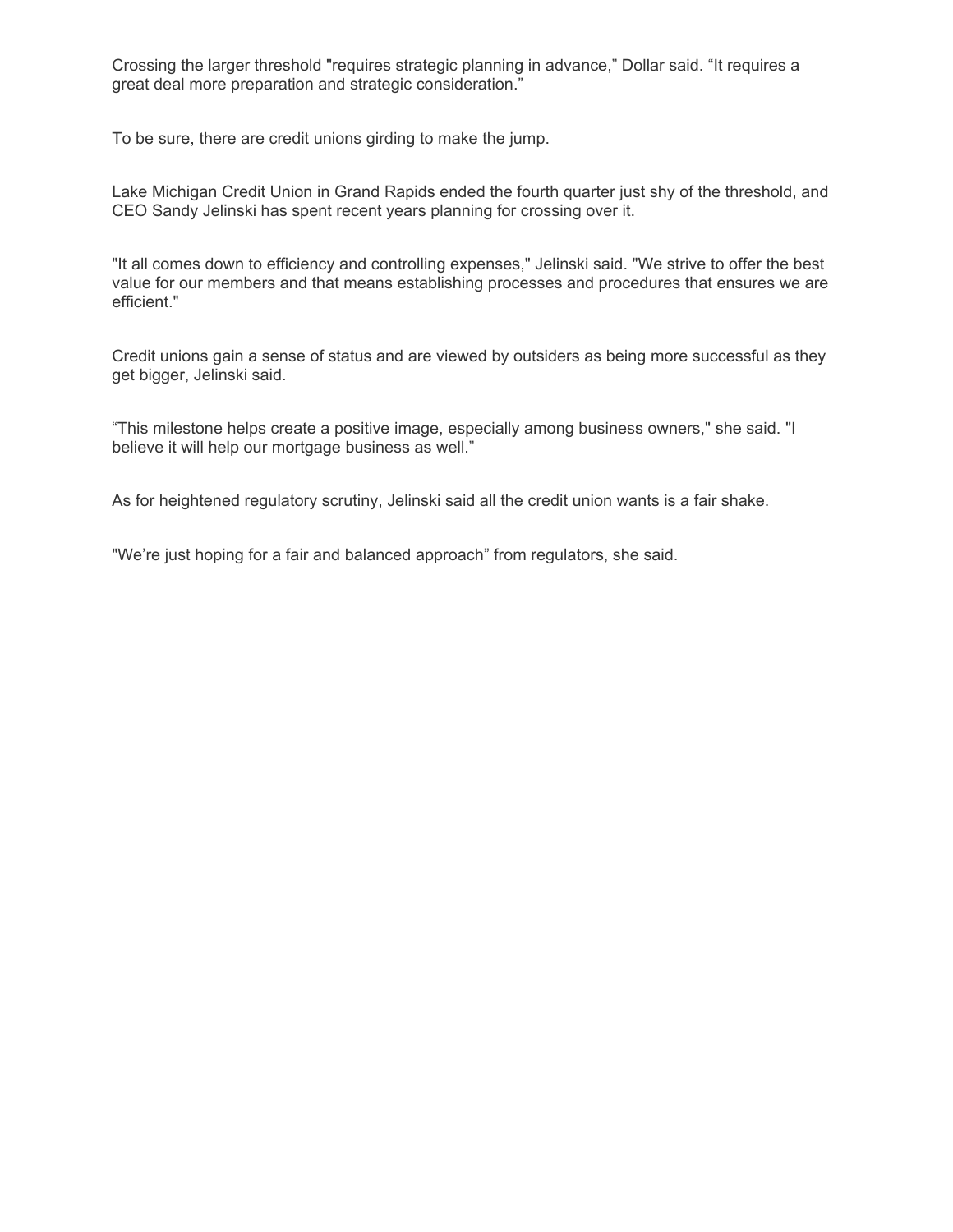Crossing the larger threshold "requires strategic planning in advance," Dollar said. “It requires a great deal more preparation and strategic consideration.”

To be sure, there are credit unions girding to make the jump.

Lake Michigan Credit Union in Grand Rapids ended the fourth quarter just shy of the threshold, and CEO Sandy Jelinski has spent recent years planning for crossing over it.

"It all comes down to efficiency and controlling expenses," Jelinski said. "We strive to offer the best value for our members and that means establishing processes and procedures that ensures we are efficient."

Credit unions gain a sense of status and are viewed by outsiders as being more successful as they get bigger, Jelinski said.

“This milestone helps create a positive image, especially among business owners," she said. "I believe it will help our mortgage business as well.”

As for heightened regulatory scrutiny, Jelinski said all the credit union wants is a fair shake.

"We’re just hoping for a fair and balanced approach” from regulators, she said.